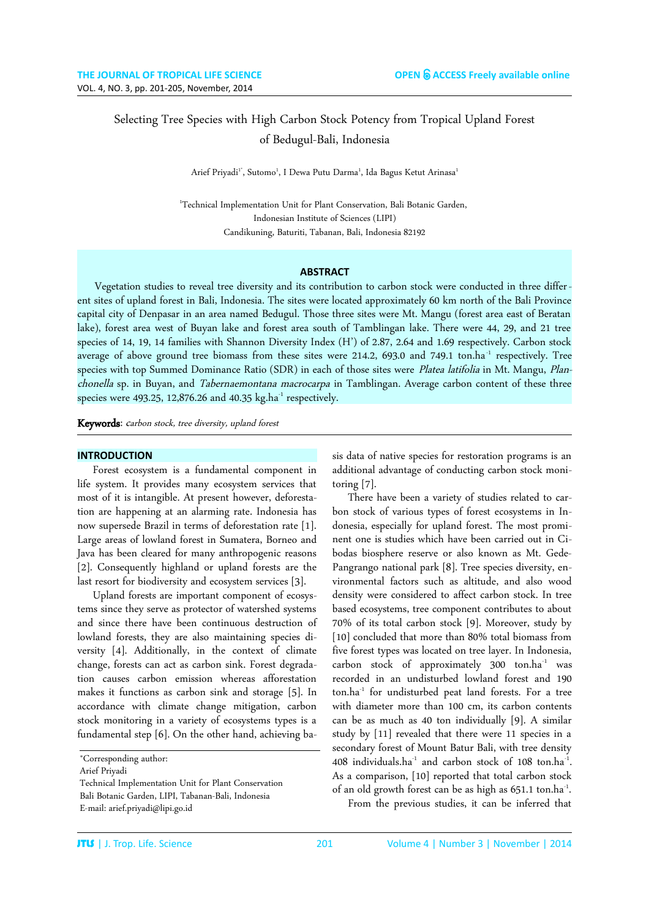# Selecting Tree Species with High Carbon Stock Potency from Tropical Upland Forest of Bedugul-Bali, Indonesia

Arief Priyadi[1*], Sutomo[1], I Dewa Putu Darma[1], Ida Bagus Ketut Arinasa[1]

[1]Technical Implementation Unit for Plant Conservation, Bali Botanic Garden, Indonesian Institute of Sciences (LIPI)
Candikuning, Baturiti, Tabanan, Bali, Indonesia 82192

## ABSTRACT

Vegetation studies to reveal tree diversity and its contribution to carbon stock were conducted in three different sites of upland forest in Bali, Indonesia. The sites were located approximately 60 km north of the Bali Province capital city of Denpasar in an area named Bedugul. Those three sites were Mt. Mangu (forest area east of Beratan lake), forest area west of Buyan lake and forest area south of Tamblingan lake. There were 44, 29, and 21 tree species of 14, 19, 14 families with Shannon Diversity Index (H') of 2.87, 2.64 and 1.69 respectively. Carbon stock average of above ground tree biomass from these sites were 214.2, 693.0 and 749.1 ton.ha$^{-1}$ respectively. Tree species with top Summed Dominance Ratio (SDR) in each of those sites were *Platea latifolia* in Mt. Mangu, *Planchonella* sp. in Buyan, and *Tabernaemontana macrocarpa* in Tamblingan. Average carbon content of these three species were 493.25, 12,876.26 and 40.35 kg.ha$^{-1}$ respectively.

**Keywords**: *carbon stock, tree diversity, upland forest*

## INTRODUCTION

Forest ecosystem is a fundamental component in life system. It provides many ecosystem services that most of it is intangible. At present however, deforestation are happening at an alarming rate. Indonesia has now supersede Brazil in terms of deforestation rate [1]. Large areas of lowland forest in Sumatera, Borneo and Java has been cleared for many anthropogenic reasons [2]. Consequently highland or upland forests are the last resort for biodiversity and ecosystem services [3].

Upland forests are important component of ecosystems since they serve as protector of watershed systems and since there have been continuous destruction of lowland forests, they are also maintaining species diversity [4]. Additionally, in the context of climate change, forests can act as carbon sink. Forest degradation causes carbon emission whereas afforestation makes it functions as carbon sink and storage [5]. In accordance with climate change mitigation, carbon stock monitoring in a variety of ecosystems types is a fundamental step [6]. On the other hand, achieving basis data of native species for restoration programs is an additional advantage of conducting carbon stock monitoring [7].

There have been a variety of studies related to carbon stock of various types of forest ecosystems in Indonesia, especially for upland forest. The most prominent one is studies which have been carried out in Cibodas biosphere reserve or also known as Mt. Gede-Pangrango national park [8]. Tree species diversity, environmental factors such as altitude, and also wood density were considered to affect carbon stock. In tree based ecosystems, tree component contributes to about 70% of its total carbon stock [9]. Moreover, study by [10] concluded that more than 80% total biomass from five forest types was located on tree layer. In Indonesia, carbon stock of approximately 300 ton.ha$^{-1}$ was recorded in an undisturbed lowland forest and 190 ton.ha$^{-1}$ for undisturbed peat land forests. For a tree with diameter more than 100 cm, its carbon contents can be as much as 40 ton individually [9]. A similar study by [11] revealed that there were 11 species in a secondary forest of Mount Batur Bali, with tree density 408 individuals.ha$^{-1}$ and carbon stock of 108 ton.ha$^{-1}$. As a comparison, [10] reported that total carbon stock of an old growth forest can be as high as 651.1 ton.ha$^{-1}$.

From the previous studies, it can be inferred that

*Corresponding author:
Arief Priyadi
Technical Implementation Unit for Plant Conservation
Bali Botanic Garden, LIPI, Tabanan-Bali, Indonesia
E-mail: arief.priyadi@lipi.go.id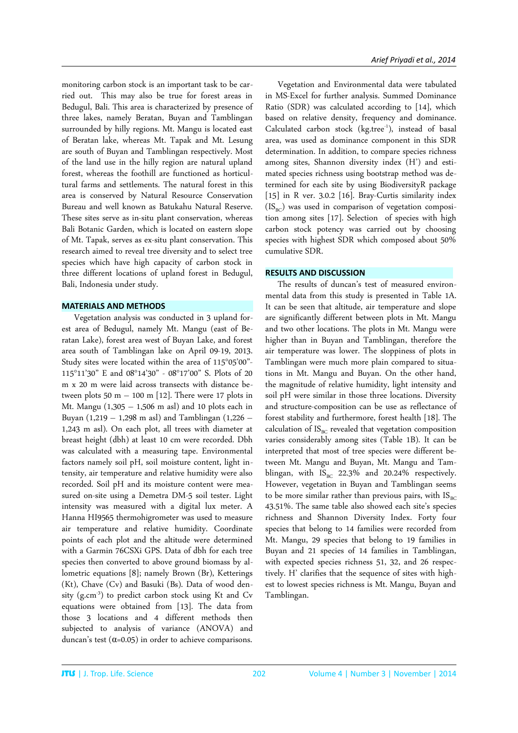monitoring carbon stock is an important task to be carried out. This may also be true for forest areas in Bedugul, Bali. This area is characterized by presence of three lakes, namely Beratan, Buyan and Tamblingan surrounded by hilly regions. Mt. Mangu is located east of Beratan lake, whereas Mt. Tapak and Mt. Lesung are south of Buyan and Tamblingan respectively. Most of the land use in the hilly region are natural upland forest, whereas the foothill are functioned as horticultural farms and settlements. The natural forest in this area is conserved by Natural Resource Conservation Bureau and well known as Batukahu Natural Reserve. These sites serve as in-situ plant conservation, whereas Bali Botanic Garden, which is located on eastern slope of Mt. Tapak, serves as ex-situ plant conservation. This research aimed to reveal tree diversity and to select tree species which have high capacity of carbon stock in three different locations of upland forest in Bedugul, Bali, Indonesia under study.

## MATERIALS AND METHODS

Vegetation analysis was conducted in 3 upland forest area of Bedugul, namely Mt. Mangu (east of Beratan Lake), forest area west of Buyan Lake, and forest area south of Tamblingan lake on April 09-19, 2013. Study sites were located within the area of 115°05'00"-115°11'30" E and 08°14'30" - 08°17'00" S. Plots of 20 m x 20 m were laid across transects with distance between plots 50 m – 100 m [12]. There were 17 plots in Mt. Mangu (1,305 – 1,506 m asl) and 10 plots each in Buyan (1,219 – 1,298 m asl) and Tamblingan (1,226 – 1,243 m asl). On each plot, all trees with diameter at breast height (dbh) at least 10 cm were recorded. Dbh was calculated with a measuring tape. Environmental factors namely soil pH, soil moisture content, light intensity, air temperature and relative humidity were also recorded. Soil pH and its moisture content were measured on-site using a Demetra DM-5 soil tester. Light intensity was measured with a digital lux meter. A Hanna HI9565 thermohigrometer was used to measure air temperature and relative humidity. Coordinate points of each plot and the altitude were determined with a Garmin 76CSXi GPS. Data of dbh for each tree species then converted to above ground biomass by allometric equations [8]; namely Brown (Br), Ketterings (Kt), Chave (Cv) and Basuki (Bs). Data of wood density ($g.cm^{-3}$) to predict carbon stock using Kt and Cv equations were obtained from [13]. The data from those 3 locations and 4 different methods then subjected to analysis of variance (ANOVA) and duncan's test ($\alpha$=0.05) in order to achieve comparisons.

Vegetation and Environmental data were tabulated in MS-Excel for further analysis. Summed Dominance Ratio (SDR) was calculated according to [14], which based on relative density, frequency and dominance. Calculated carbon stock ($kg.tree^{-1}$), instead of basal area, was used as dominance component in this SDR determination. In addition, to compare species richness among sites, Shannon diversity index (H') and estimated species richness using bootstrap method was determined for each site by using BiodiversityR package [15] in R ver. 3.0.2 [16]. Bray-Curtis similarity index ($IS_{BC}$) was used in comparison of vegetation composition among sites [17]. Selection of species with high carbon stock potency was carried out by choosing species with highest SDR which composed about 50% cumulative SDR.

## RESULTS AND DISCUSSION

The results of duncan's test of measured environmental data from this study is presented in Table 1A. It can be seen that altitude, air temperature and slope are significantly different between plots in Mt. Mangu and two other locations. The plots in Mt. Mangu were higher than in Buyan and Tamblingan, therefore the air temperature was lower. The sloppiness of plots in Tamblingan were much more plain compared to situations in Mt. Mangu and Buyan. On the other hand, the magnitude of relative humidity, light intensity and soil pH were similar in those three locations. Diversity and structure-composition can be use as reflectance of forest stability and furthermore, forest health [18]. The calculation of $IS_{BC}$ revealed that vegetation composition varies considerably among sites (Table 1B). It can be interpreted that most of tree species were different between Mt. Mangu and Buyan, Mt. Mangu and Tamblingan, with $IS_{BC}$ 22.3% and 20.24% respectively. However, vegetation in Buyan and Tamblingan seems to be more similar rather than previous pairs, with $IS_{BC}$ 43.51%. The same table also showed each site's species richness and Shannon Diversity Index. Forty four species that belong to 14 families were recorded from Mt. Mangu, 29 species that belong to 19 families in Buyan and 21 species of 14 families in Tamblingan, with expected species richness 51, 32, and 26 respectively. H' clarifies that the sequence of sites with highest to lowest species richness is Mt. Mangu, Buyan and Tamblingan.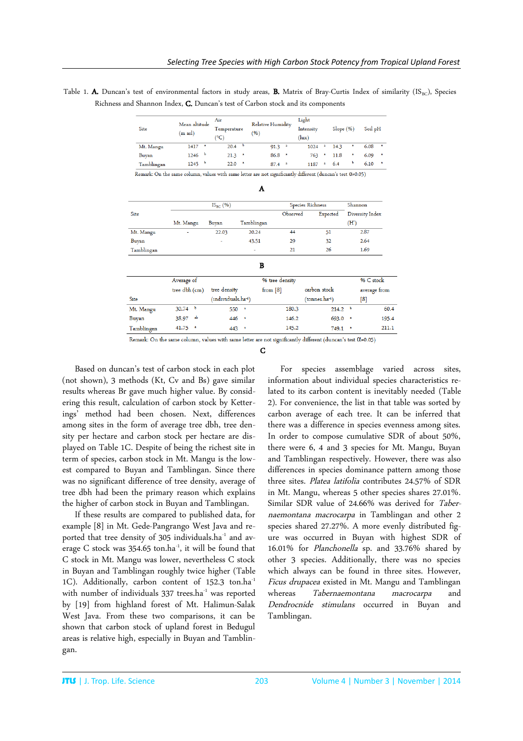Table 1. **A.** Duncan's test of environmental factors in study areas, **B.** Matrix of Bray-Curtis Index of similarity ($IS_{BC}$), Species Richness and Shannon Index, **C.** Duncan's test of Carbon stock and its components

| Site | Mean altitude (m asl) | Air Temperature (°C) | Relative Humidity (%) | Light Intensity (lux) | Slope (%) | Soil pH |
|---|---|---|---|---|---|---|
| Mt. Mangu | 1417 a | 20.4 b | 91.3 a | 1024 a | 14.3 a | 6.08 a |
| Buyan | 1246 b | 21.3 a | 86.8 a | 763 a | 11.8 a | 6.09 a |
| Tamblingan | 1245 b | 22.0 a | 87.4 a | 1187 a | 6.4 b | 6.10 a |

Remark: On the same column, values with same letter are not significantly different (duncan's test $\alpha$=0.05)

**A**

| Site | $IS_{BC}$ (%) | | | Species Richness | | Shannon Diversity Index (H') |
|---|---|---|---|---|---|---|
| | Mt. Mangu | Buyan | Tamblingan | Observed | Expected | |
| Mt. Mangu | - | 22.03 | 20.24 | 44 | 51 | 2.87 |
| Buyan | | - | 43.51 | 29 | 32 | 2.64 |
| Tamblingan | | | - | 21 | 26 | 1.69 |

**B**

| Site | Average of tree dbh (cm) | tree density (individuals.ha$^{-1}$) | % tree density from [8] | carbon stock (tonnes.ha$^{-1}$) | % C stock average from [8] |
|---|---|---|---|---|---|
| Mt. Mangu | 30.74 b | 550 a | 180.3 | 214.2 b | 60.4 |
| Buyan | 38.97 ab | 446 a | 146.2 | 693.0 a | 195.4 |
| Tamblingan | 41.75 a | 443 a | 145.2 | 749.1 a | 211.1 |

Remark: On the same column, values with same letter are not significantly different (duncan's test $\alpha$=0.05)

**C**

Based on duncan's test of carbon stock in each plot (not shown), 3 methods (Kt, Cv and Bs) gave similar results whereas Br gave much higher value. By considering this result, calculation of carbon stock by Ketterings' method had been chosen. Next, differences among sites in the form of average tree dbh, tree density per hectare and carbon stock per hectare are displayed on Table 1C. Despite of being the richest site in term of species, carbon stock in Mt. Mangu is the lowest compared to Buyan and Tamblingan. Since there was no significant difference of tree density, average of tree dbh had been the primary reason which explains the higher of carbon stock in Buyan and Tamblingan.

If these results are compared to published data, for example [8] in Mt. Gede-Pangrango West Java and reported that tree density of 305 individuals.ha$^{-1}$ and average C stock was 354.65 ton.ha$^{-1}$, it will be found that C stock in Mt. Mangu was lower, nevertheless C stock in Buyan and Tamblingan roughly twice higher (Table 1C). Additionally, carbon content of 152.3 ton.ha$^{-1}$ with number of individuals 337 trees.ha$^{-1}$ was reported by [19] from highland forest of Mt. Halimun-Salak West Java. From these two comparisons, it can be shown that carbon stock of upland forest in Bedugul areas is relative high, especially in Buyan and Tamblingan.

For species assemblage varied across sites, information about individual species characteristics related to its carbon content is inevitably needed (Table 2). For convenience, the list in that table was sorted by carbon average of each tree. It can be inferred that there was a difference in species evenness among sites. In order to compose cumulative SDR of about 50%, there were 6, 4 and 3 species for Mt. Mangu, Buyan and Tamblingan respectively. However, there was also differences in species dominance pattern among those three sites. *Platea latifolia* contributes 24.57% of SDR in Mt. Mangu, whereas 5 other species shares 27.01%. Similar SDR value of 24.66% was derived for *Tabernaemontana macrocarpa* in Tamblingan and other 2 species shared 27.27%. A more evenly distributed figure was occurred in Buyan with highest SDR of 16.01% for *Planchonella* sp. and 33.76% shared by other 3 species. Additionally, there was no species which always can be found in three sites. However, *Ficus drupacea* existed in Mt. Mangu and Tamblingan whereas *Tabernaemontana macrocarpa* and *Dendrocnide stimulans* occurred in Buyan and Tamblingan.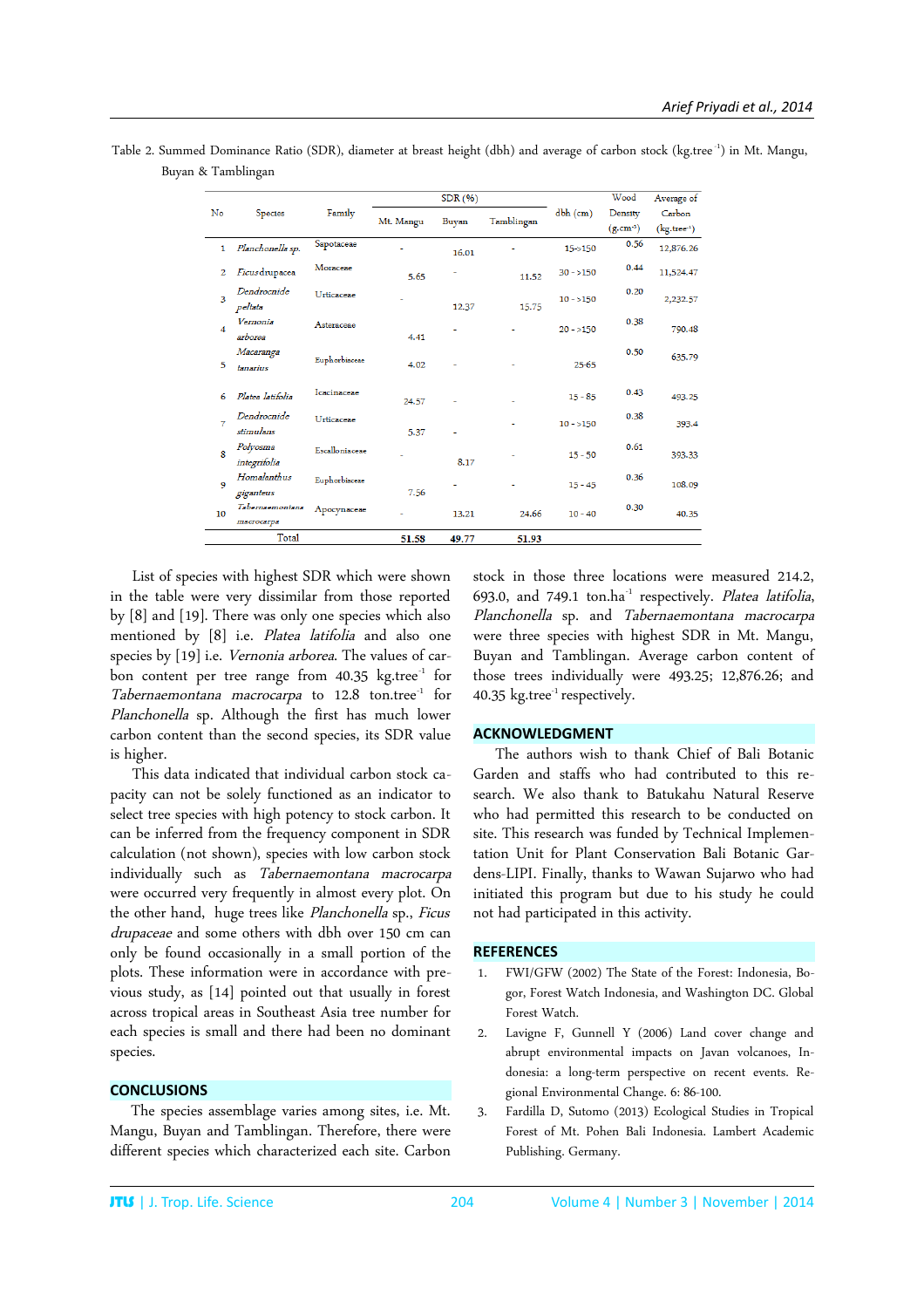Table 2. Summed Dominance Ratio (SDR), diameter at breast height (dbh) and average of carbon stock (kg.tree$^{-1}$) in Mt. Mangu, Buyan & Tamblingan

| No | Species | Family | SDR (%) | | | dbh (cm) | Wood Density (g.cm$^{-3}$) | Average of Carbon (kg.tree$^{-1}$) |
|---|---|---|---|---|---|---|---|---|
| | | | Mt. Mangu | Buyan | Tamblingan | | | |
| 1 | *Planchonella* sp. | Sapotaceae | - | 16.01 | - | 15->150 | 0.56 | 12,876.26 |
| 2 | *Ficus drupacea* | Moraceae | 5.65 | - | 11.52 | 30 - >150 | 0.44 | 11,524.47 |
| 3 | *Dendrocnide peltata* | Urticaceae | - | 12.37 | 15.75 | 10 - >150 | 0.20 | 2,232.57 |
| 4 | *Vernonia arborea* | Asteraceae | 4.41 | - | - | 20 - >150 | 0.38 | 790.48 |
| 5 | *Macaranga tanarius* | Euphorbiaceae | 4.02 | - | - | 25-65 | 0.50 | 635.79 |
| 6 | *Platea latifolia* | Icacinaceae | 24.57 | - | - | 15 - 85 | 0.43 | 493.25 |
| 7 | *Dendrocnide stimulans* | Urticaceae | 5.37 | - | - | 10 - >150 | 0.38 | 393.4 |
| 8 | *Polyosma integrifolia* | Escalloniaceae | - | 8.17 | - | 15 - 50 | 0.61 | 393.33 |
| 9 | *Homalanthus giganteus* | Euphorbiaceae | 7.56 | - | - | 15 - 45 | 0.36 | 108.09 |
| 10 | *Tabernaemontana macrocarpa* | Apocynaceae | - | 13.21 | 24.66 | 10 - 40 | 0.30 | 40.35 |
| | Total | | **51.58** | **49.77** | **51.93** | | | |

List of species with highest SDR which were shown in the table were very dissimilar from those reported by [8] and [19]. There was only one species which also mentioned by [8] i.e. *Platea latifolia* and also one species by [19] i.e. *Vernonia arborea*. The values of carbon content per tree range from 40.35 kg.tree$^{-1}$ for *Tabernaemontana macrocarpa* to 12.8 ton.tree$^{-1}$ for *Planchonella* sp. Although the first has much lower carbon content than the second species, its SDR value is higher.

This data indicated that individual carbon stock capacity can not be solely functioned as an indicator to select tree species with high potency to stock carbon. It can be inferred from the frequency component in SDR calculation (not shown), species with low carbon stock individually such as *Tabernaemontana macrocarpa* were occurred very frequently in almost every plot. On the other hand, huge trees like *Planchonella* sp., *Ficus drupaceae* and some others with dbh over 150 cm can only be found occasionally in a small portion of the plots. These information were in accordance with previous study, as [14] pointed out that usually in forest across tropical areas in Southeast Asia tree number for each species is small and there had been no dominant species.

## CONCLUSIONS

The species assemblage varies among sites, i.e. Mt. Mangu, Buyan and Tamblingan. Therefore, there were different species which characterized each site. Carbon stock in those three locations were measured 214.2, 693.0, and 749.1 ton.ha$^{-1}$ respectively. *Platea latifolia*, *Planchonella* sp. and *Tabernaemontana macrocarpa* were three species with highest SDR in Mt. Mangu, Buyan and Tamblingan. Average carbon content of those trees individually were 493.25; 12,876.26; and 40.35 kg.tree$^{-1}$ respectively.

## ACKNOWLEDGMENT

The authors wish to thank Chief of Bali Botanic Garden and staffs who had contributed to this research. We also thank to Batukahu Natural Reserve who had permitted this research to be conducted on site. This research was funded by Technical Implementation Unit for Plant Conservation Bali Botanic Gardens-LIPI. Finally, thanks to Wawan Sujarwo who had initiated this program but due to his study he could not had participated in this activity.

## REFERENCES

1. FWI/GFW (2002) The State of the Forest: Indonesia, Bogor, Forest Watch Indonesia, and Washington DC. Global Forest Watch.
2. Lavigne F, Gunnell Y (2006) Land cover change and abrupt environmental impacts on Javan volcanoes, Indonesia: a long-term perspective on recent events. Regional Environmental Change. 6: 86-100.
3. Fardilla D, Sutomo (2013) Ecological Studies in Tropical Forest of Mt. Pohen Bali Indonesia. Lambert Academic Publishing. Germany.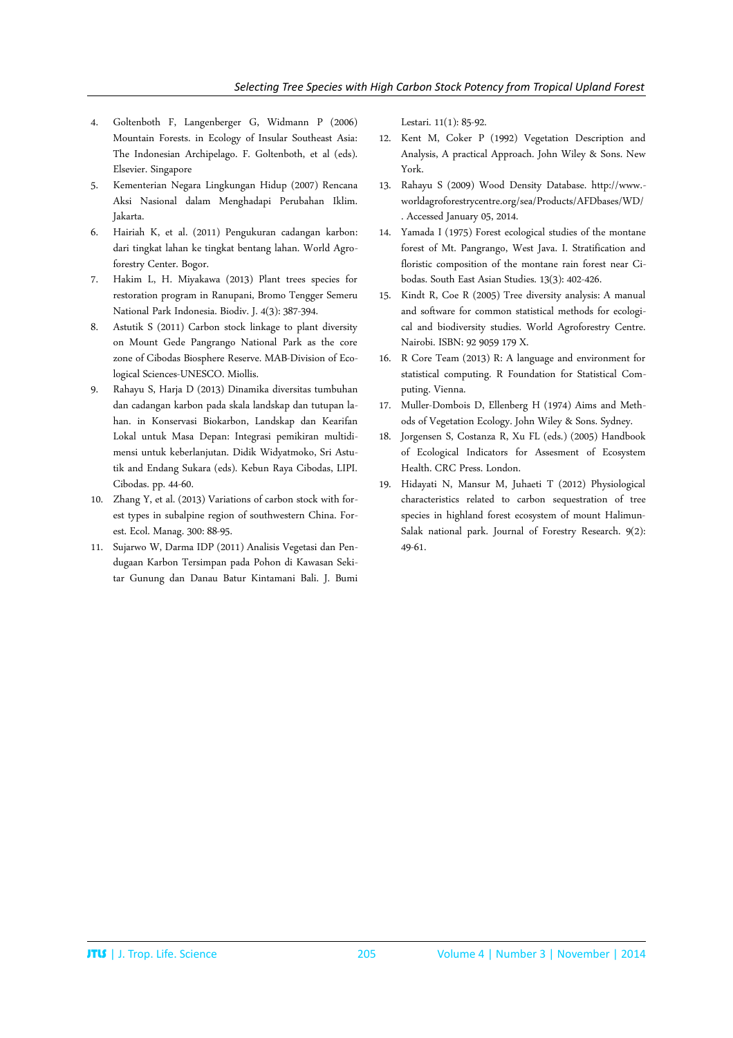4. Goltenboth F, Langenberger G, Widmann P (2006) Mountain Forests. in Ecology of Insular Southeast Asia: The Indonesian Archipelago. F. Goltenboth, et al (eds). Elsevier. Singapore
5. Kementerian Negara Lingkungan Hidup (2007) Rencana Aksi Nasional dalam Menghadapi Perubahan Iklim. Jakarta.
6. Hairiah K, et al. (2011) Pengukuran cadangan karbon: dari tingkat lahan ke tingkat bentang lahan. World Agroforestry Center. Bogor.
7. Hakim L, H. Miyakawa (2013) Plant trees species for restoration program in Ranupani, Bromo Tengger Semeru National Park Indonesia. Biodiv. J. 4(3): 387-394.
8. Astutik S (2011) Carbon stock linkage to plant diversity on Mount Gede Pangrango National Park as the core zone of Cibodas Biosphere Reserve. MAB-Division of Ecological Sciences-UNESCO. Miollis.
9. Rahayu S, Harja D (2013) Dinamika diversitas tumbuhan dan cadangan karbon pada skala landskap dan tutupan lahan. in Konservasi Biokarbon, Landskap dan Kearifan Lokal untuk Masa Depan: Integrasi pemikiran multidimensi untuk keberlanjutan. Didik Widyatmoko, Sri Astutik and Endang Sukara (eds). Kebun Raya Cibodas, LIPI. Cibodas. pp. 44-60.
10. Zhang Y, et al. (2013) Variations of carbon stock with forest types in subalpine region of southwestern China. Forest. Ecol. Manag. 300: 88-95.
11. Sujarwo W, Darma IDP (2011) Analisis Vegetasi dan Pendugaan Karbon Tersimpan pada Pohon di Kawasan Sekitar Gunung dan Danau Batur Kintamani Bali. J. Bumi Lestari. 11(1): 85-92.
12. Kent M, Coker P (1992) Vegetation Description and Analysis, A practical Approach. John Wiley & Sons. New York.
13. Rahayu S (2009) Wood Density Database. http://www.worldagroforestrycentre.org/sea/Products/AFDbases/WD/. Accessed January 05, 2014.
14. Yamada I (1975) Forest ecological studies of the montane forest of Mt. Pangrango, West Java. I. Stratification and floristic composition of the montane rain forest near Cibodas. South East Asian Studies. 13(3): 402-426.
15. Kindt R, Coe R (2005) Tree diversity analysis: A manual and software for common statistical methods for ecological and biodiversity studies. World Agroforestry Centre. Nairobi. ISBN: 92 9059 179 X.
16. R Core Team (2013) R: A language and environment for statistical computing. R Foundation for Statistical Computing. Vienna.
17. Muller-Dombois D, Ellenberg H (1974) Aims and Methods of Vegetation Ecology. John Wiley & Sons. Sydney.
18. Jorgensen S, Costanza R, Xu FL (eds.) (2005) Handbook of Ecological Indicators for Assesment of Ecosystem Health. CRC Press. London.
19. Hidayati N, Mansur M, Juhaeti T (2012) Physiological characteristics related to carbon sequestration of tree species in highland forest ecosystem of mount Halimun-Salak national park. Journal of Forestry Research. 9(2): 49-61.